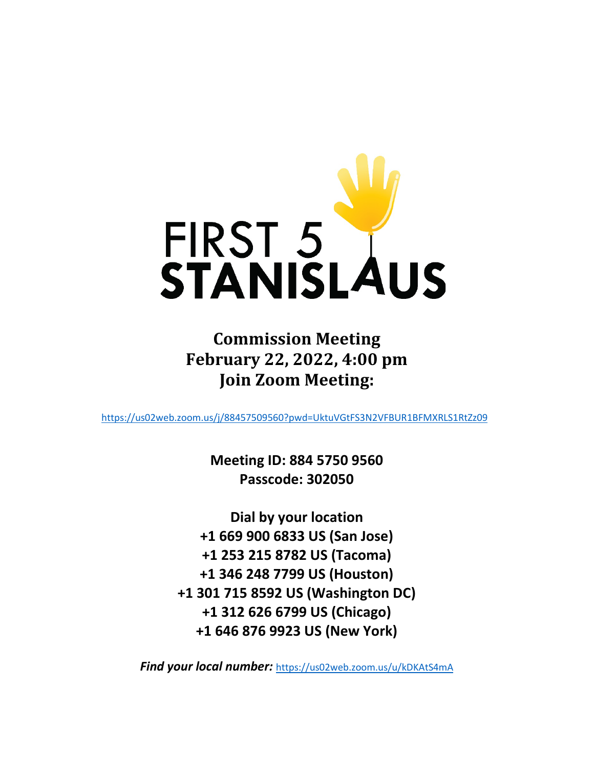# FIRST 5 STANISLAUS

## Commission Meeting
## February 22, 2022, 4:00 pm
## Join Zoom Meeting:

https://us02web.zoom.us/j/88457509560?pwd=UktuVGtFS3N2VFBUR1BFMXRLS1RtZz09

**Meeting ID: 884 5750 9560**
**Passcode: 302050**

**Dial by your location**
**+1 669 900 6833 US (San Jose)**
**+1 253 215 8782 US (Tacoma)**
**+1 346 248 7799 US (Houston)**
**+1 301 715 8592 US (Washington DC)**
**+1 312 626 6799 US (Chicago)**
**+1 646 876 9923 US (New York)**

***Find your local number:*** https://us02web.zoom.us/u/kDKAtS4mA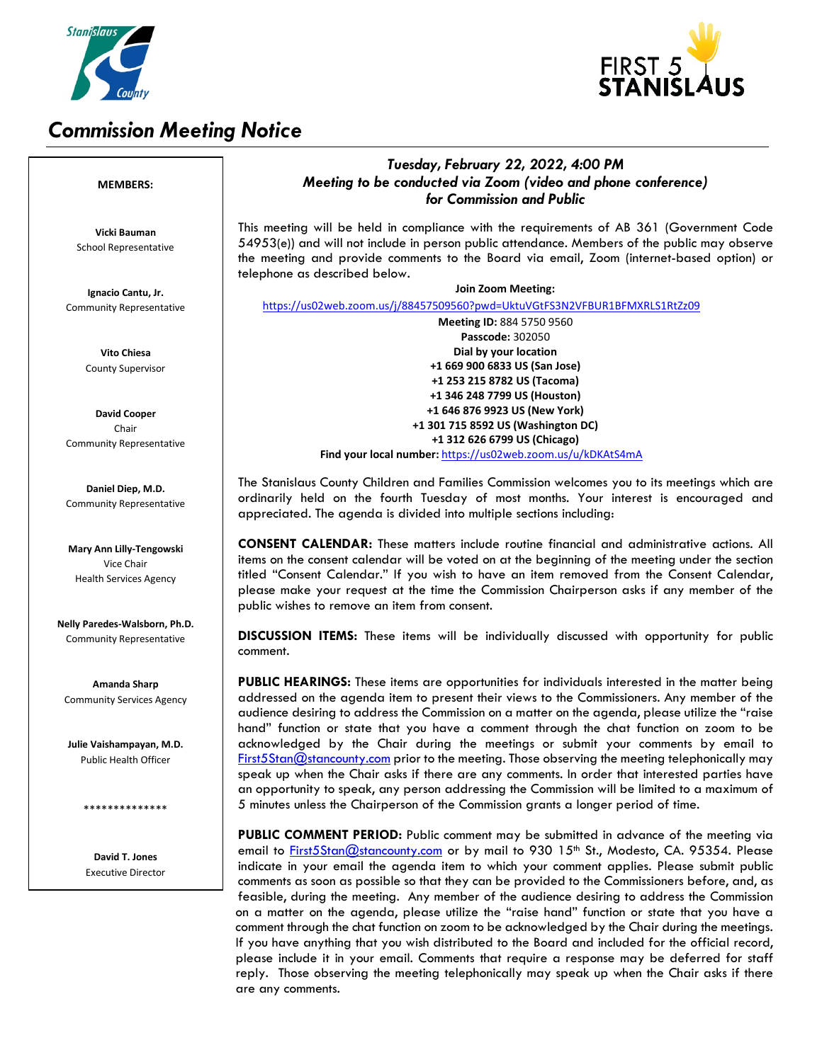# Commission Meeting Notice

**MEMBERS:**

**Vicki Bauman**
School Representative

**Ignacio Cantu, Jr.**
Community Representative

**Vito Chiesa**
County Supervisor

**David Cooper**
Chair
Community Representative

**Daniel Diep, M.D.**
Community Representative

**Mary Ann Lilly-Tengowski**
Vice Chair
Health Services Agency

**Nelly Paredes-Walsborn, Ph.D.**
Community Representative

**Amanda Sharp**
Community Services Agency

**Julie Vaishampayan, M.D.**
Public Health Officer

**************

**David T. Jones**
Executive Director

***Tuesday, February 22, 2022, 4:00 PM***
***Meeting to be conducted via Zoom (video and phone conference) for Commission and Public***

This meeting will be held in compliance with the requirements of AB 361 (Government Code 54953(e)) and will not include in person public attendance. Members of the public may observe the meeting and provide comments to the Board via email, Zoom (internet-based option) or telephone as described below.

**Join Zoom Meeting:**
https://us02web.zoom.us/j/88457509560?pwd=UktuVGtFS3N2VFBUR1BFMXRLS1RtZz09
**Meeting ID:** 884 5750 9560
**Passcode:** 302050
**Dial by your location**
**+1 669 900 6833 US (San Jose)**
**+1 253 215 8782 US (Tacoma)**
**+1 346 248 7799 US (Houston)**
**+1 646 876 9923 US (New York)**
**+1 301 715 8592 US (Washington DC)**
**+1 312 626 6799 US (Chicago)**
**Find your local number:** https://us02web.zoom.us/u/kDKAtS4mA

The Stanislaus County Children and Families Commission welcomes you to its meetings which are ordinarily held on the fourth Tuesday of most months. Your interest is encouraged and appreciated. The agenda is divided into multiple sections including:

**CONSENT CALENDAR:** These matters include routine financial and administrative actions. All items on the consent calendar will be voted on at the beginning of the meeting under the section titled "Consent Calendar." If you wish to have an item removed from the Consent Calendar, please make your request at the time the Commission Chairperson asks if any member of the public wishes to remove an item from consent.

**DISCUSSION ITEMS:** These items will be individually discussed with opportunity for public comment.

**PUBLIC HEARINGS:** These items are opportunities for individuals interested in the matter being addressed on the agenda item to present their views to the Commissioners. Any member of the audience desiring to address the Commission on a matter on the agenda, please utilize the "raise hand" function or state that you have a comment through the chat function on zoom to be acknowledged by the Chair during the meetings or submit your comments by email to First5Stan@stancounty.com prior to the meeting. Those observing the meeting telephonically may speak up when the Chair asks if there are any comments. In order that interested parties have an opportunity to speak, any person addressing the Commission will be limited to a maximum of 5 minutes unless the Chairperson of the Commission grants a longer period of time.

**PUBLIC COMMENT PERIOD:** Public comment may be submitted in advance of the meeting via email to First5Stan@stancounty.com or by mail to 930 15th St., Modesto, CA. 95354. Please indicate in your email the agenda item to which your comment applies. Please submit public comments as soon as possible so that they can be provided to the Commissioners before, and, as feasible, during the meeting. Any member of the audience desiring to address the Commission on a matter on the agenda, please utilize the "raise hand" function or state that you have a comment through the chat function on zoom to be acknowledged by the Chair during the meetings. If you have anything that you wish distributed to the Board and included for the official record, please include it in your email. Comments that require a response may be deferred for staff reply. Those observing the meeting telephonically may speak up when the Chair asks if there are any comments.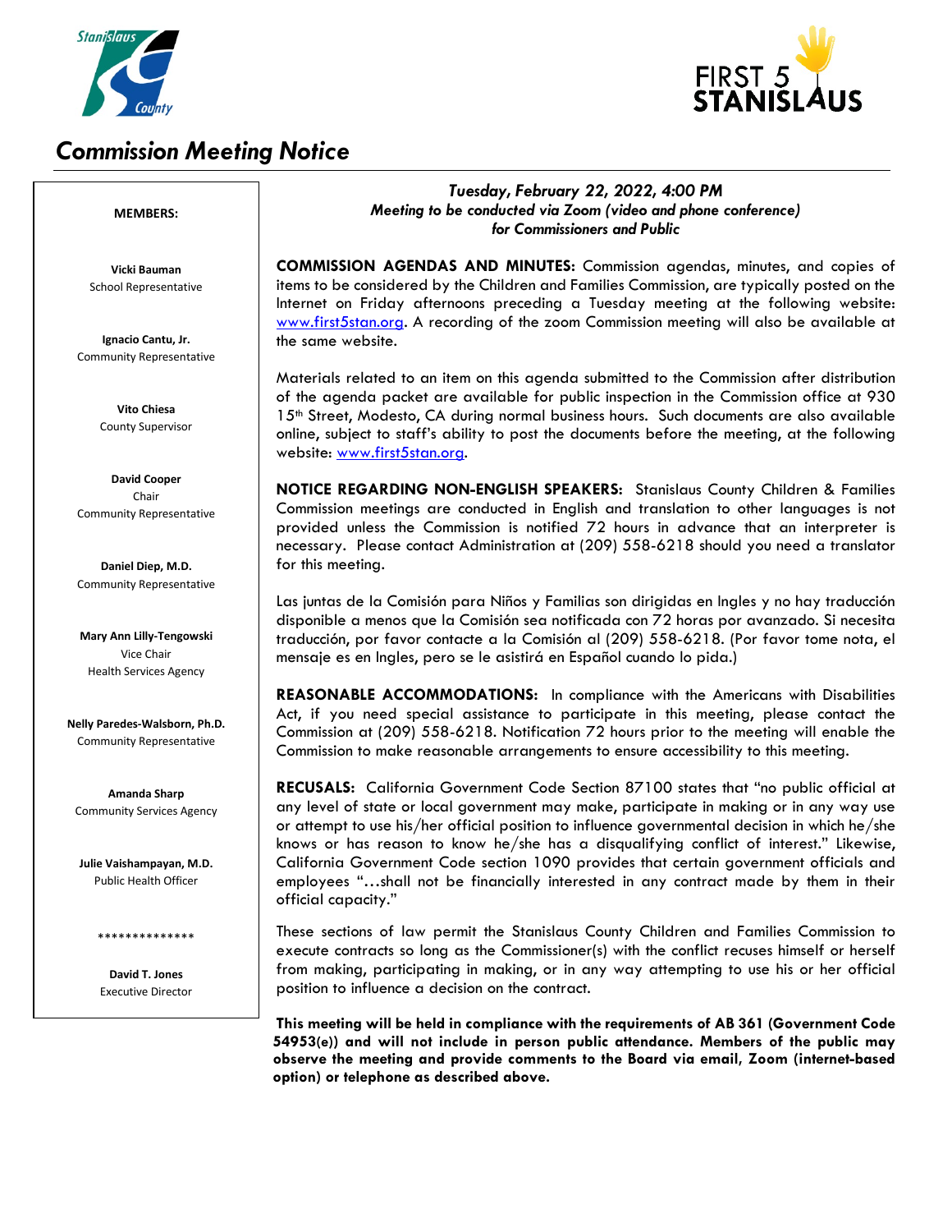# *Commission Meeting Notice*

**MEMBERS:**

**Vicki Bauman**
School Representative

**Ignacio Cantu, Jr.**
Community Representative

**Vito Chiesa**
County Supervisor

**David Cooper**
Chair
Community Representative

**Daniel Diep, M.D.**
Community Representative

**Mary Ann Lilly-Tengowski**
Vice Chair
Health Services Agency

**Nelly Paredes-Walsborn, Ph.D.**
Community Representative

**Amanda Sharp**
Community Services Agency

**Julie Vaishampayan, M.D.**
Public Health Officer

**************

**David T. Jones**
Executive Director

***Tuesday, February 22, 2022, 4:00 PM***
***Meeting to be conducted via Zoom (video and phone conference) for Commissioners and Public***

**COMMISSION AGENDAS AND MINUTES:** Commission agendas, minutes, and copies of items to be considered by the Children and Families Commission, are typically posted on the Internet on Friday afternoons preceding a Tuesday meeting at the following website: www.first5stan.org. A recording of the zoom Commission meeting will also be available at the same website.

Materials related to an item on this agenda submitted to the Commission after distribution of the agenda packet are available for public inspection in the Commission office at 930 15th Street, Modesto, CA during normal business hours. Such documents are also available online, subject to staff's ability to post the documents before the meeting, at the following website: www.first5stan.org.

**NOTICE REGARDING NON-ENGLISH SPEAKERS:** Stanislaus County Children & Families Commission meetings are conducted in English and translation to other languages is not provided unless the Commission is notified 72 hours in advance that an interpreter is necessary. Please contact Administration at (209) 558-6218 should you need a translator for this meeting.

Las juntas de la Comisión para Niños y Familias son dirigidas en Ingles y no hay traducción disponible a menos que la Comisión sea notificada con 72 horas por avanzado. Si necesita traducción, por favor contacte a la Comisión al (209) 558-6218. (Por favor tome nota, el mensaje es en Ingles, pero se le asistirá en Español cuando lo pida.)

**REASONABLE ACCOMMODATIONS:** In compliance with the Americans with Disabilities Act, if you need special assistance to participate in this meeting, please contact the Commission at (209) 558-6218. Notification 72 hours prior to the meeting will enable the Commission to make reasonable arrangements to ensure accessibility to this meeting.

**RECUSALS:** California Government Code Section 87100 states that "no public official at any level of state or local government may make, participate in making or in any way use or attempt to use his/her official position to influence governmental decision in which he/she knows or has reason to know he/she has a disqualifying conflict of interest." Likewise, California Government Code section 1090 provides that certain government officials and employees "…shall not be financially interested in any contract made by them in their official capacity."

These sections of law permit the Stanislaus County Children and Families Commission to execute contracts so long as the Commissioner(s) with the conflict recuses himself or herself from making, participating in making, or in any way attempting to use his or her official position to influence a decision on the contract.

**This meeting will be held in compliance with the requirements of AB 361 (Government Code 54953(e)) and will not include in person public attendance. Members of the public may observe the meeting and provide comments to the Board via email, Zoom (internet-based option) or telephone as described above.**